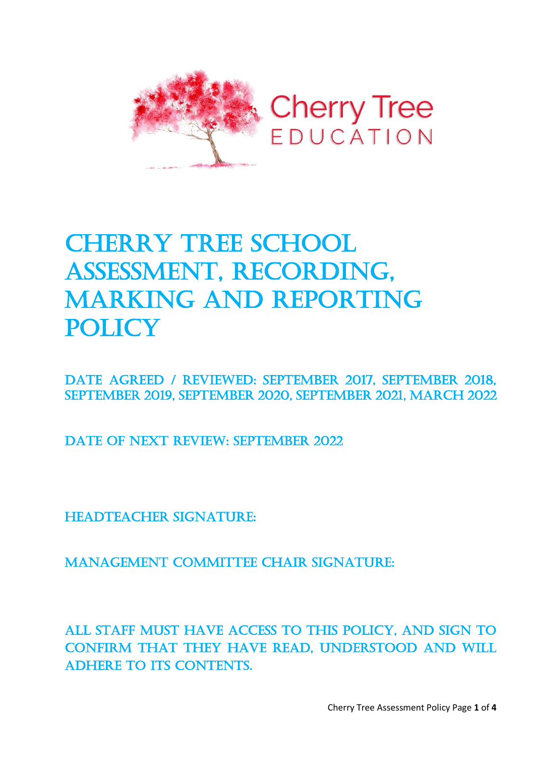Cherry Tree
EDUCATION

# Cherry Tree School Assessment, Recording, Marking and Reporting Policy

## Date Agreed / Reviewed: September 2017, September 2018, September 2019, September 2020, September 2021, March 2022

## Date of Next Review: September 2022

## Headteacher Signature:

## Management Committee Chair Signature:

## All staff must have access to this policy, and sign to confirm that they have read, understood and will adhere to its contents.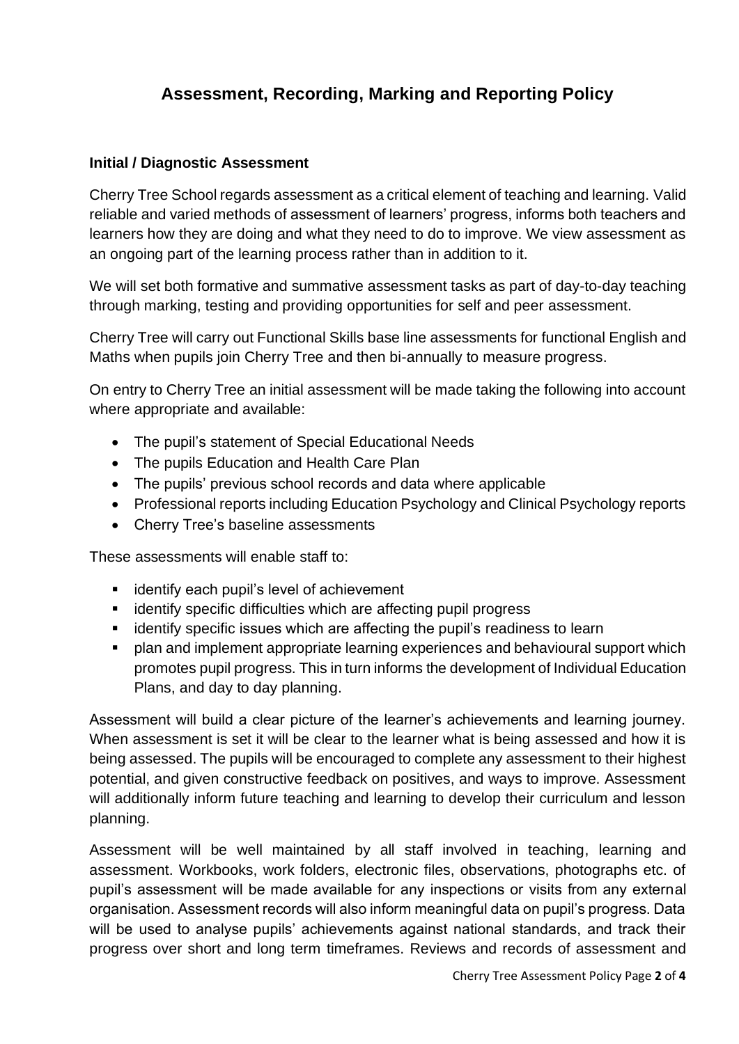# Assessment, Recording, Marking and Reporting Policy

### Initial / Diagnostic Assessment

Cherry Tree School regards assessment as a critical element of teaching and learning. Valid reliable and varied methods of assessment of learners' progress, informs both teachers and learners how they are doing and what they need to do to improve. We view assessment as an ongoing part of the learning process rather than in addition to it.

We will set both formative and summative assessment tasks as part of day-to-day teaching through marking, testing and providing opportunities for self and peer assessment.

Cherry Tree will carry out Functional Skills base line assessments for functional English and Maths when pupils join Cherry Tree and then bi-annually to measure progress.

On entry to Cherry Tree an initial assessment will be made taking the following into account where appropriate and available:

- The pupil's statement of Special Educational Needs
- The pupils Education and Health Care Plan
- The pupils' previous school records and data where applicable
- Professional reports including Education Psychology and Clinical Psychology reports
- Cherry Tree's baseline assessments

These assessments will enable staff to:

- identify each pupil's level of achievement
- identify specific difficulties which are affecting pupil progress
- identify specific issues which are affecting the pupil's readiness to learn
- plan and implement appropriate learning experiences and behavioural support which promotes pupil progress. This in turn informs the development of Individual Education Plans, and day to day planning.

Assessment will build a clear picture of the learner's achievements and learning journey. When assessment is set it will be clear to the learner what is being assessed and how it is being assessed. The pupils will be encouraged to complete any assessment to their highest potential, and given constructive feedback on positives, and ways to improve. Assessment will additionally inform future teaching and learning to develop their curriculum and lesson planning.

Assessment will be well maintained by all staff involved in teaching, learning and assessment. Workbooks, work folders, electronic files, observations, photographs etc. of pupil's assessment will be made available for any inspections or visits from any external organisation. Assessment records will also inform meaningful data on pupil's progress. Data will be used to analyse pupils' achievements against national standards, and track their progress over short and long term timeframes. Reviews and records of assessment and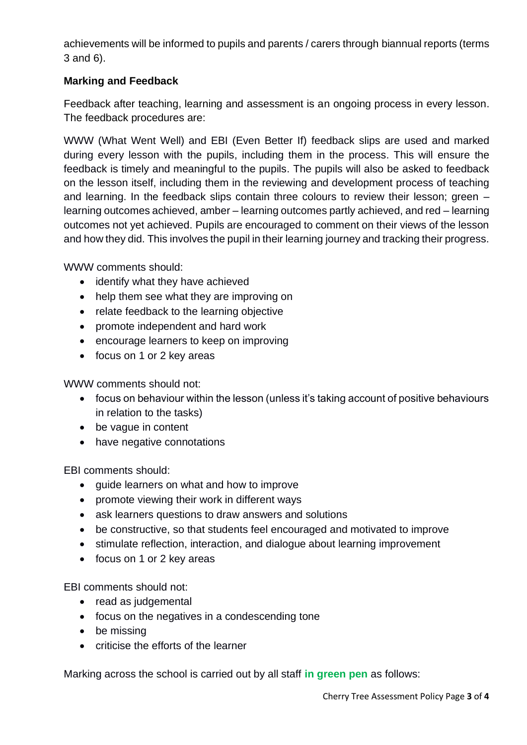achievements will be informed to pupils and parents / carers through biannual reports (terms 3 and 6).

**Marking and Feedback**

Feedback after teaching, learning and assessment is an ongoing process in every lesson. The feedback procedures are:

WWW (What Went Well) and EBI (Even Better If) feedback slips are used and marked during every lesson with the pupils, including them in the process. This will ensure the feedback is timely and meaningful to the pupils. The pupils will also be asked to feedback on the lesson itself, including them in the reviewing and development process of teaching and learning. In the feedback slips contain three colours to review their lesson; green – learning outcomes achieved, amber – learning outcomes partly achieved, and red – learning outcomes not yet achieved. Pupils are encouraged to comment on their views of the lesson and how they did. This involves the pupil in their learning journey and tracking their progress.

WWW comments should:

- identify what they have achieved
- help them see what they are improving on
- relate feedback to the learning objective
- promote independent and hard work
- encourage learners to keep on improving
- focus on 1 or 2 key areas

WWW comments should not:

- focus on behaviour within the lesson (unless it's taking account of positive behaviours in relation to the tasks)
- be vague in content
- have negative connotations

EBI comments should:

- guide learners on what and how to improve
- promote viewing their work in different ways
- ask learners questions to draw answers and solutions
- be constructive, so that students feel encouraged and motivated to improve
- stimulate reflection, interaction, and dialogue about learning improvement
- focus on 1 or 2 key areas

EBI comments should not:

- read as judgemental
- focus on the negatives in a condescending tone
- be missing
- criticise the efforts of the learner

Marking across the school is carried out by all staff **in green pen** as follows: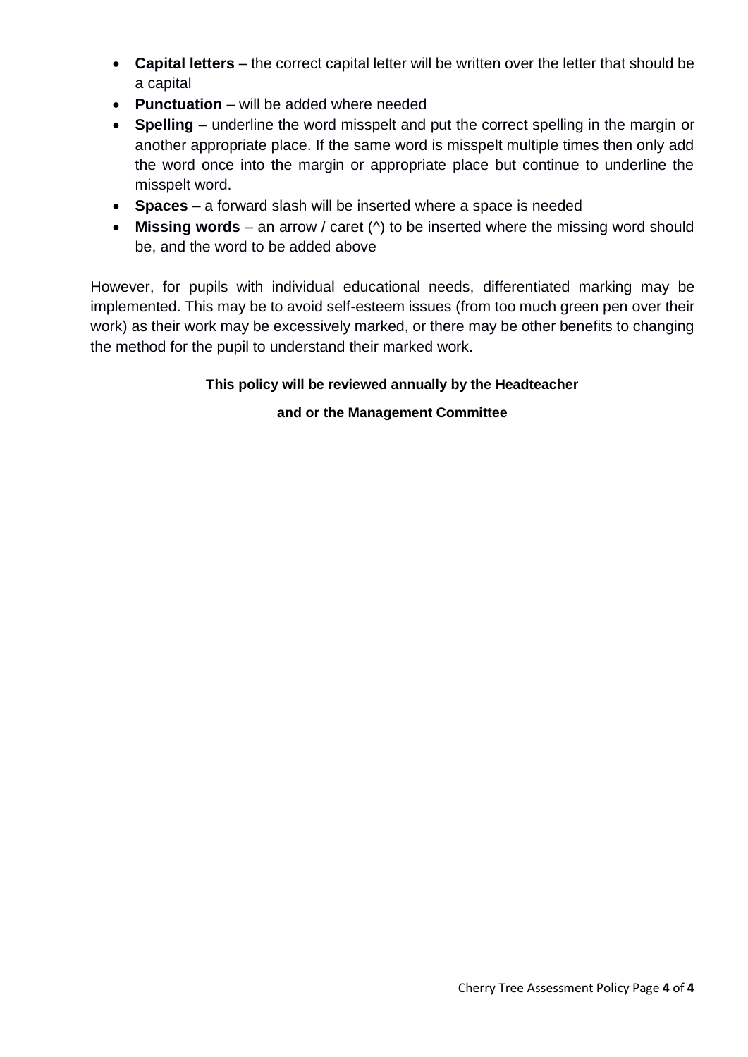- **Capital letters** – the correct capital letter will be written over the letter that should be a capital
- **Punctuation** – will be added where needed
- **Spelling** – underline the word misspelt and put the correct spelling in the margin or another appropriate place. If the same word is misspelt multiple times then only add the word once into the margin or appropriate place but continue to underline the misspelt word.
- **Spaces** – a forward slash will be inserted where a space is needed
- **Missing words** – an arrow / caret (^) to be inserted where the missing word should be, and the word to be added above

However, for pupils with individual educational needs, differentiated marking may be implemented. This may be to avoid self-esteem issues (from too much green pen over their work) as their work may be excessively marked, or there may be other benefits to changing the method for the pupil to understand their marked work.

**This policy will be reviewed annually by the Headteacher**

**and or the Management Committee**